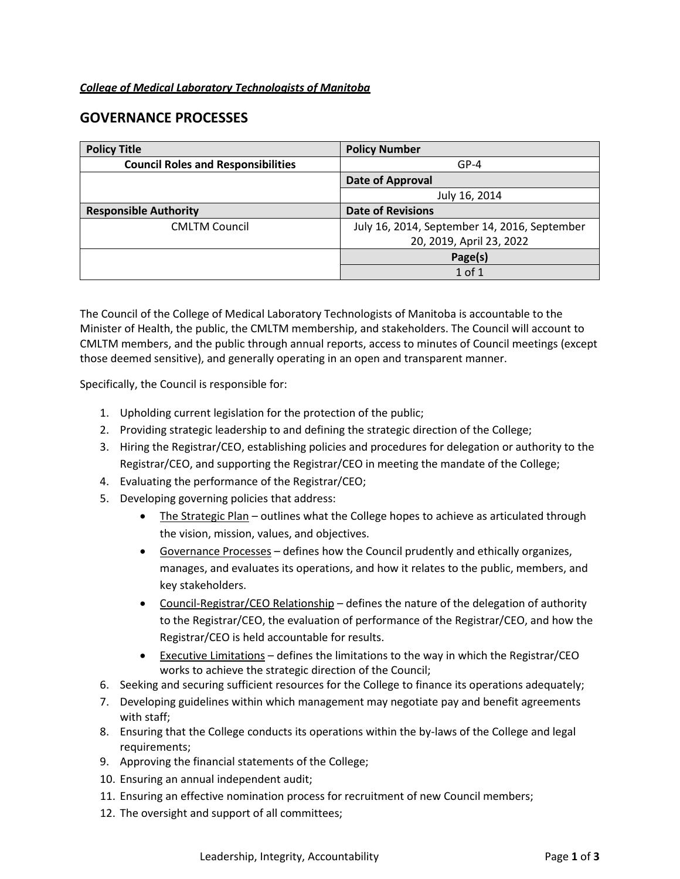***College of Medical Laboratory Technologists of Manitoba***

# GOVERNANCE PROCESSES

| Policy Title | Policy Number |
|---|---|
| Council Roles and Responsibilities | GP-4 |
| | **Date of Approval** |
| | July 16, 2014 |
| **Responsible Authority** | **Date of Revisions** |
| CMLTM Council | July 16, 2014, September 14, 2016, September 20, 2019, April 23, 2022 |
| | **Page(s)** |
| | 1 of 1 |

The Council of the College of Medical Laboratory Technologists of Manitoba is accountable to the Minister of Health, the public, the CMLTM membership, and stakeholders. The Council will account to CMLTM members, and the public through annual reports, access to minutes of Council meetings (except those deemed sensitive), and generally operating in an open and transparent manner.

Specifically, the Council is responsible for:

1. Upholding current legislation for the protection of the public;
2. Providing strategic leadership to and defining the strategic direction of the College;
3. Hiring the Registrar/CEO, establishing policies and procedures for delegation or authority to the Registrar/CEO, and supporting the Registrar/CEO in meeting the mandate of the College;
4. Evaluating the performance of the Registrar/CEO;
5. Developing governing policies that address:
    - The Strategic Plan – outlines what the College hopes to achieve as articulated through the vision, mission, values, and objectives.
    - Governance Processes – defines how the Council prudently and ethically organizes, manages, and evaluates its operations, and how it relates to the public, members, and key stakeholders.
    - Council-Registrar/CEO Relationship – defines the nature of the delegation of authority to the Registrar/CEO, the evaluation of performance of the Registrar/CEO, and how the Registrar/CEO is held accountable for results.
    - Executive Limitations – defines the limitations to the way in which the Registrar/CEO works to achieve the strategic direction of the Council;
6. Seeking and securing sufficient resources for the College to finance its operations adequately;
7. Developing guidelines within which management may negotiate pay and benefit agreements with staff;
8. Ensuring that the College conducts its operations within the by-laws of the College and legal requirements;
9. Approving the financial statements of the College;
10. Ensuring an annual independent audit;
11. Ensuring an effective nomination process for recruitment of new Council members;
12. The oversight and support of all committees;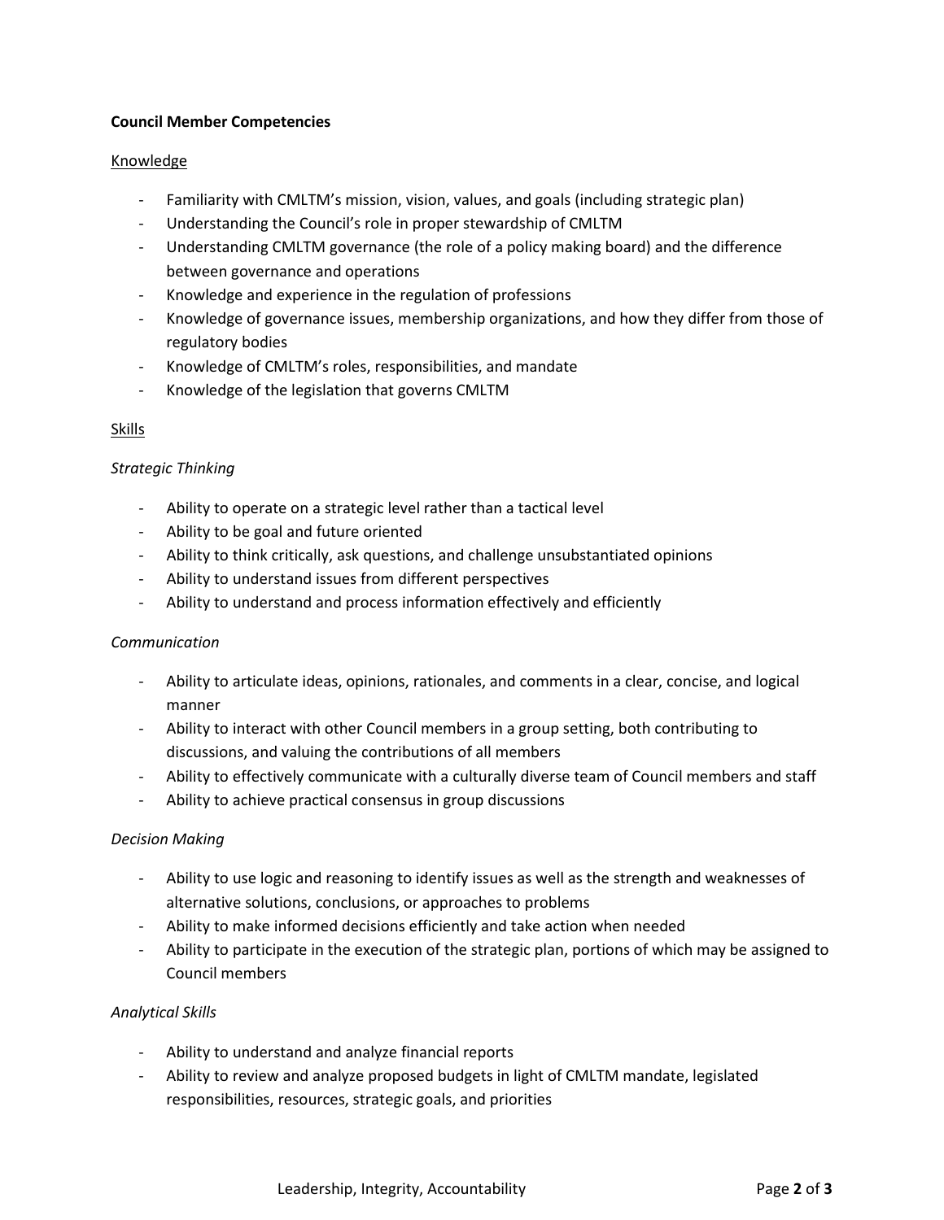**Council Member Competencies**

Knowledge

- Familiarity with CMLTM's mission, vision, values, and goals (including strategic plan)
- Understanding the Council's role in proper stewardship of CMLTM
- Understanding CMLTM governance (the role of a policy making board) and the difference between governance and operations
- Knowledge and experience in the regulation of professions
- Knowledge of governance issues, membership organizations, and how they differ from those of regulatory bodies
- Knowledge of CMLTM's roles, responsibilities, and mandate
- Knowledge of the legislation that governs CMLTM

Skills

*Strategic Thinking*

- Ability to operate on a strategic level rather than a tactical level
- Ability to be goal and future oriented
- Ability to think critically, ask questions, and challenge unsubstantiated opinions
- Ability to understand issues from different perspectives
- Ability to understand and process information effectively and efficiently

*Communication*

- Ability to articulate ideas, opinions, rationales, and comments in a clear, concise, and logical manner
- Ability to interact with other Council members in a group setting, both contributing to discussions, and valuing the contributions of all members
- Ability to effectively communicate with a culturally diverse team of Council members and staff
- Ability to achieve practical consensus in group discussions

*Decision Making*

- Ability to use logic and reasoning to identify issues as well as the strength and weaknesses of alternative solutions, conclusions, or approaches to problems
- Ability to make informed decisions efficiently and take action when needed
- Ability to participate in the execution of the strategic plan, portions of which may be assigned to Council members

*Analytical Skills*

- Ability to understand and analyze financial reports
- Ability to review and analyze proposed budgets in light of CMLTM mandate, legislated responsibilities, resources, strategic goals, and priorities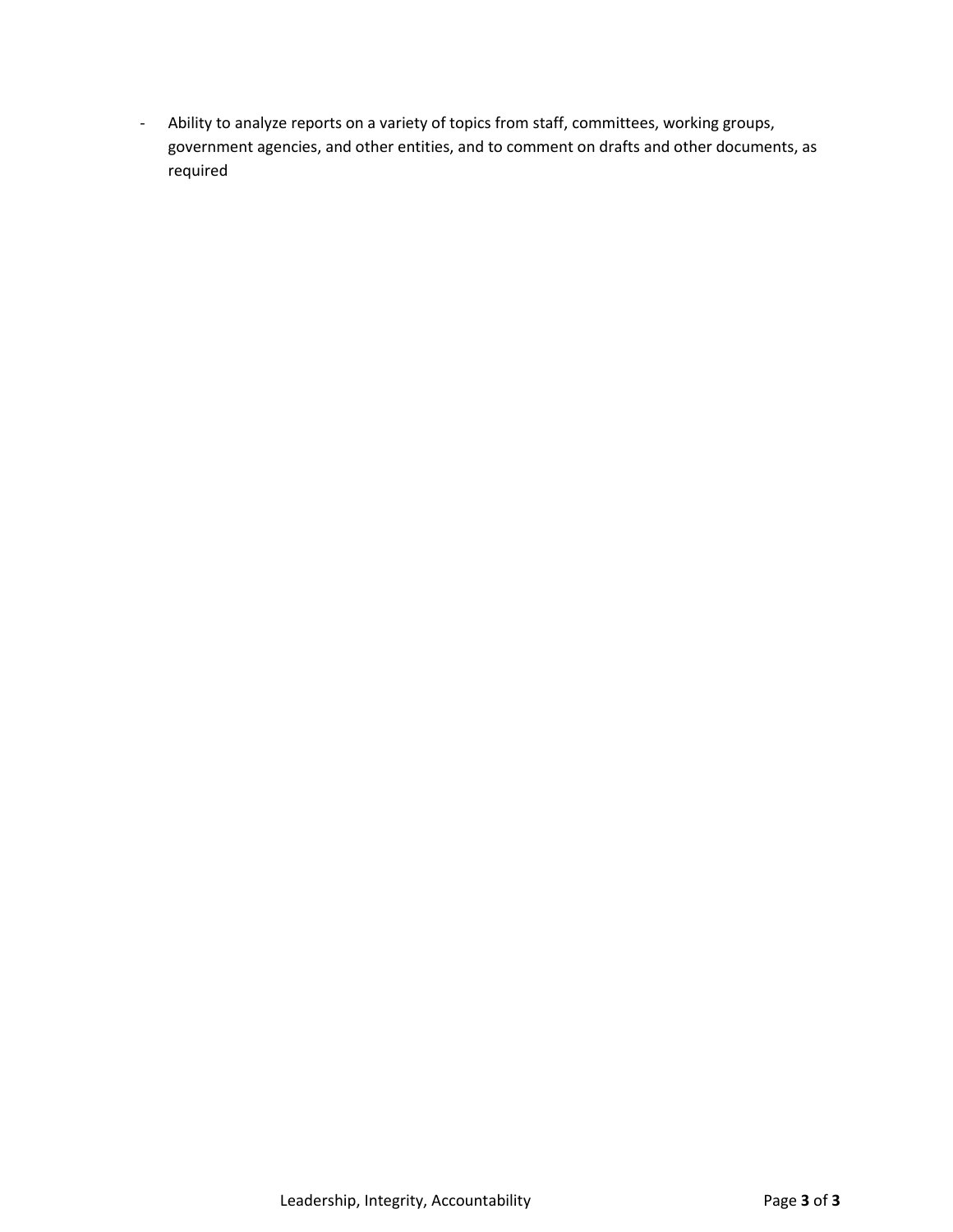- Ability to analyze reports on a variety of topics from staff, committees, working groups, government agencies, and other entities, and to comment on drafts and other documents, as required